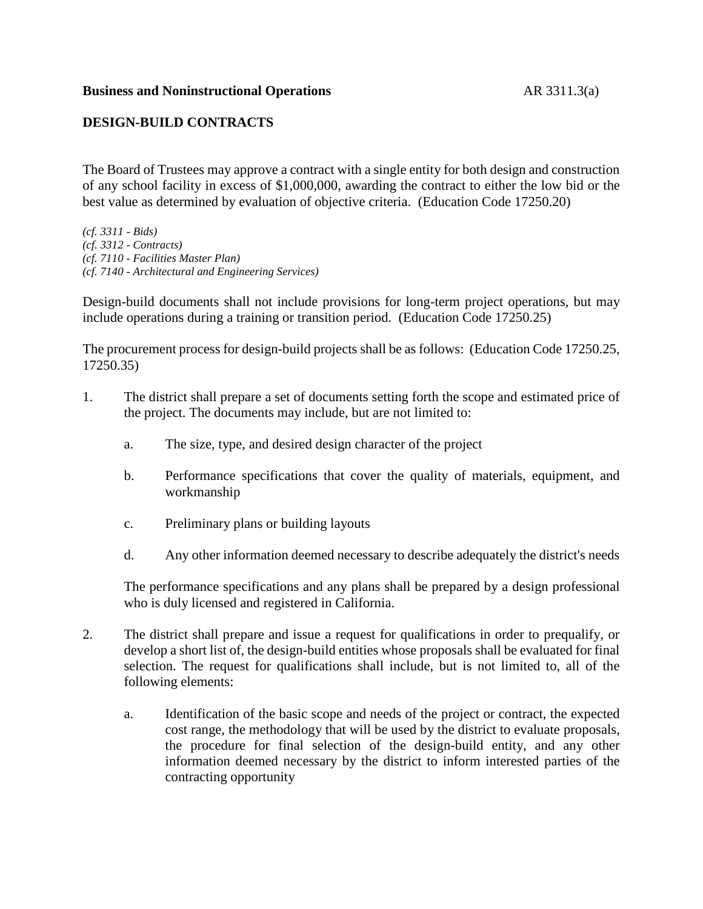**Business and Noninstructional Operations** AR 3311.3(a)

## DESIGN-BUILD CONTRACTS

The Board of Trustees may approve a contract with a single entity for both design and construction of any school facility in excess of $1,000,000, awarding the contract to either the low bid or the best value as determined by evaluation of objective criteria. (Education Code 17250.20)

*(cf. 3311 - Bids)*
*(cf. 3312 - Contracts)*
*(cf. 7110 - Facilities Master Plan)*
*(cf. 7140 - Architectural and Engineering Services)*

Design-build documents shall not include provisions for long-term project operations, but may include operations during a training or transition period. (Education Code 17250.25)

The procurement process for design-build projects shall be as follows: (Education Code 17250.25, 17250.35)

1. The district shall prepare a set of documents setting forth the scope and estimated price of the project. The documents may include, but are not limited to:

    a. The size, type, and desired design character of the project

    b. Performance specifications that cover the quality of materials, equipment, and workmanship

    c. Preliminary plans or building layouts

    d. Any other information deemed necessary to describe adequately the district's needs

    The performance specifications and any plans shall be prepared by a design professional who is duly licensed and registered in California.

2. The district shall prepare and issue a request for qualifications in order to prequalify, or develop a short list of, the design-build entities whose proposals shall be evaluated for final selection. The request for qualifications shall include, but is not limited to, all of the following elements:

    a. Identification of the basic scope and needs of the project or contract, the expected cost range, the methodology that will be used by the district to evaluate proposals, the procedure for final selection of the design-build entity, and any other information deemed necessary by the district to inform interested parties of the contracting opportunity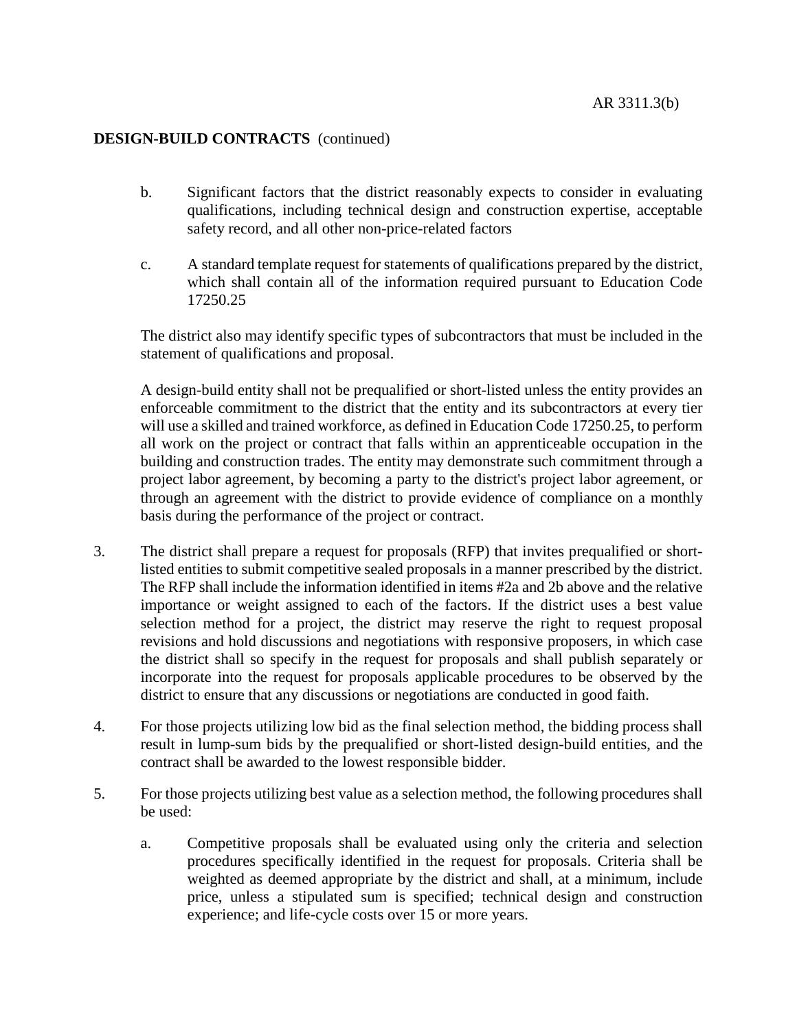**DESIGN-BUILD CONTRACTS** (continued)

b. Significant factors that the district reasonably expects to consider in evaluating qualifications, including technical design and construction expertise, acceptable safety record, and all other non-price-related factors

c. A standard template request for statements of qualifications prepared by the district, which shall contain all of the information required pursuant to Education Code 17250.25

The district also may identify specific types of subcontractors that must be included in the statement of qualifications and proposal.

A design-build entity shall not be prequalified or short-listed unless the entity provides an enforceable commitment to the district that the entity and its subcontractors at every tier will use a skilled and trained workforce, as defined in Education Code 17250.25, to perform all work on the project or contract that falls within an apprenticeable occupation in the building and construction trades. The entity may demonstrate such commitment through a project labor agreement, by becoming a party to the district's project labor agreement, or through an agreement with the district to provide evidence of compliance on a monthly basis during the performance of the project or contract.

3. The district shall prepare a request for proposals (RFP) that invites prequalified or short-listed entities to submit competitive sealed proposals in a manner prescribed by the district. The RFP shall include the information identified in items #2a and 2b above and the relative importance or weight assigned to each of the factors. If the district uses a best value selection method for a project, the district may reserve the right to request proposal revisions and hold discussions and negotiations with responsive proposers, in which case the district shall so specify in the request for proposals and shall publish separately or incorporate into the request for proposals applicable procedures to be observed by the district to ensure that any discussions or negotiations are conducted in good faith.

4. For those projects utilizing low bid as the final selection method, the bidding process shall result in lump-sum bids by the prequalified or short-listed design-build entities, and the contract shall be awarded to the lowest responsible bidder.

5. For those projects utilizing best value as a selection method, the following procedures shall be used:

   a. Competitive proposals shall be evaluated using only the criteria and selection procedures specifically identified in the request for proposals. Criteria shall be weighted as deemed appropriate by the district and shall, at a minimum, include price, unless a stipulated sum is specified; technical design and construction experience; and life-cycle costs over 15 or more years.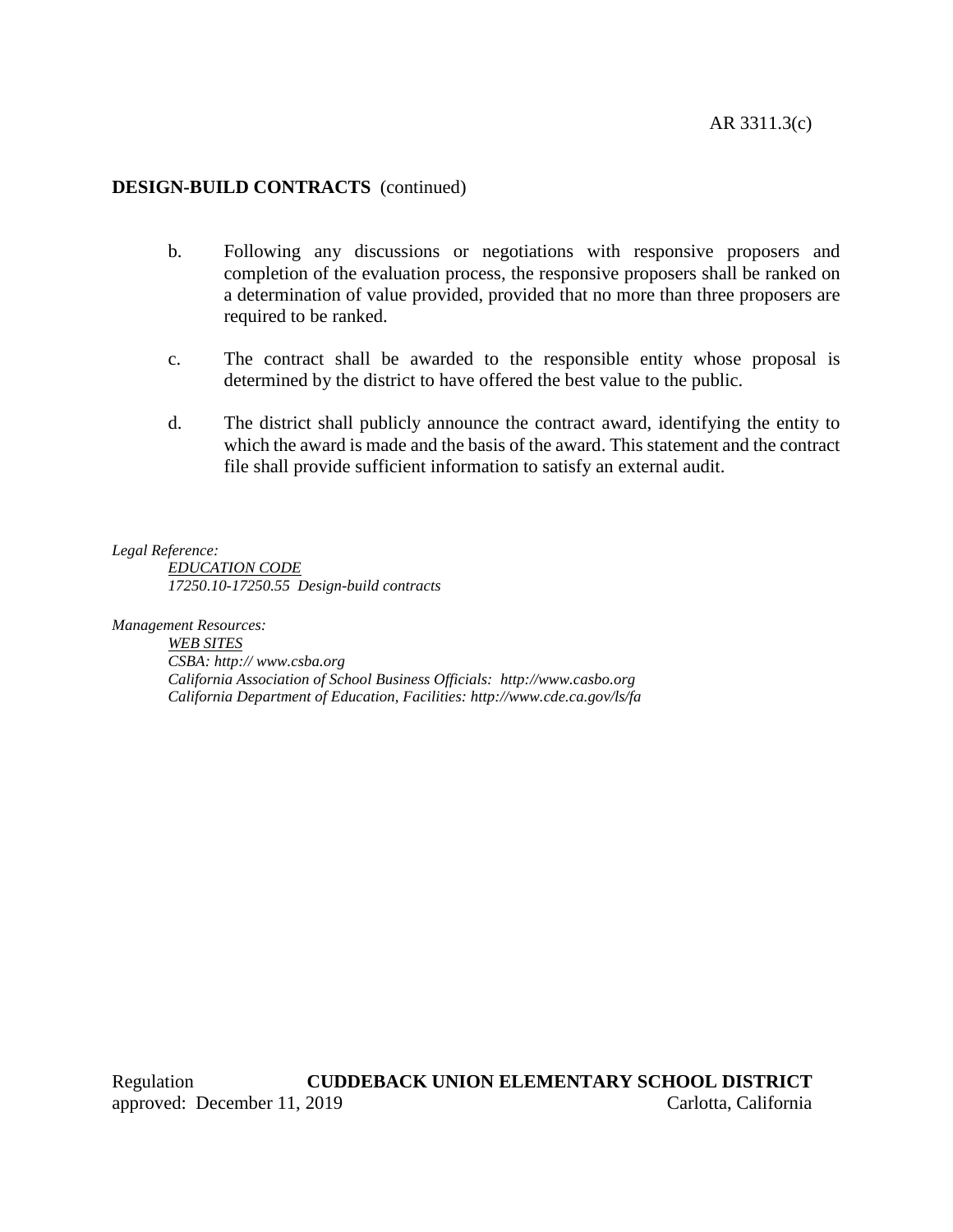**DESIGN-BUILD CONTRACTS** (continued)

b. Following any discussions or negotiations with responsive proposers and completion of the evaluation process, the responsive proposers shall be ranked on a determination of value provided, provided that no more than three proposers are required to be ranked.

c. The contract shall be awarded to the responsible entity whose proposal is determined by the district to have offered the best value to the public.

d. The district shall publicly announce the contract award, identifying the entity to which the award is made and the basis of the award. This statement and the contract file shall provide sufficient information to satisfy an external audit.

*Legal Reference:*

*EDUCATION CODE*

*17250.10-17250.55 Design-build contracts*

*Management Resources:*

*WEB SITES*

*CSBA: http:// www.csba.org*

*California Association of School Business Officials: http://www.casbo.org*

*California Department of Education, Facilities: http://www.cde.ca.gov/ls/fa*

Regulation approved: December 11, 2019

**CUDDEBACK UNION ELEMENTARY SCHOOL DISTRICT**
Carlotta, California